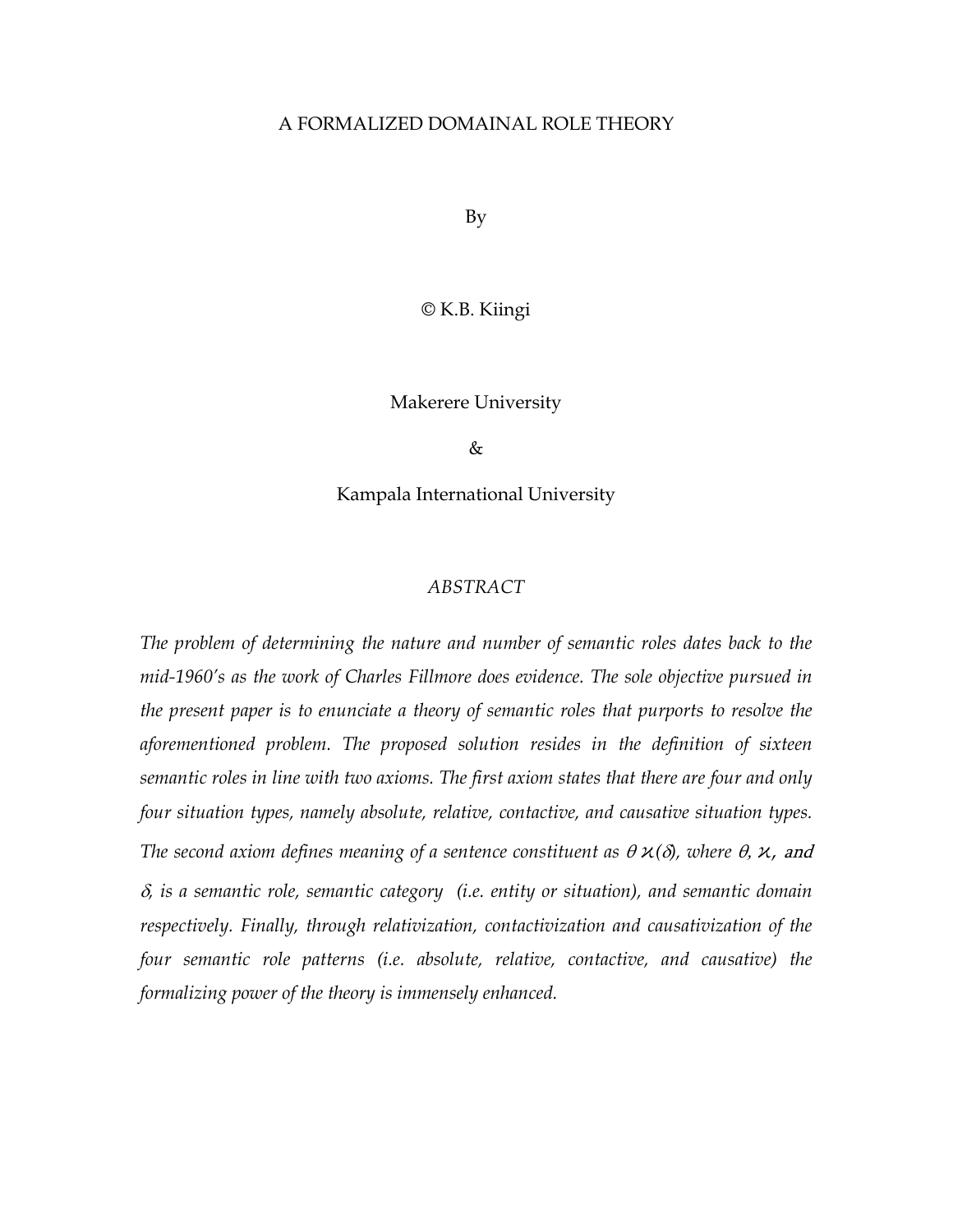# A FORMALIZED DOMAINAL ROLE THEORY

By

© K.B. Kiingi

Makerere University

&

Kampala International University

## *ABSTRACT*

*The problem of determining the nature and number of semantic roles dates back to the mid-1960's as the work of Charles Fillmore does evidence. The sole objective pursued in the present paper is to enunciate a theory of semantic roles that purports to resolve the aforementioned problem. The proposed solution resides in the definition of sixteen semantic roles in line with two axioms. The first axiom states that there are four and only four situation types, namely absolute, relative, contactive, and causative situation types. The second axiom defines meaning of a sentence constituent as* $\theta \varkappa(\delta)$*, where* $\theta$*,* $\varkappa$*, and* $\delta$*, is a semantic role, semantic category (i.e. entity or situation), and semantic domain respectively. Finally, through relativization, contactivization and causativization of the four semantic role patterns (i.e. absolute, relative, contactive, and causative) the formalizing power of the theory is immensely enhanced.*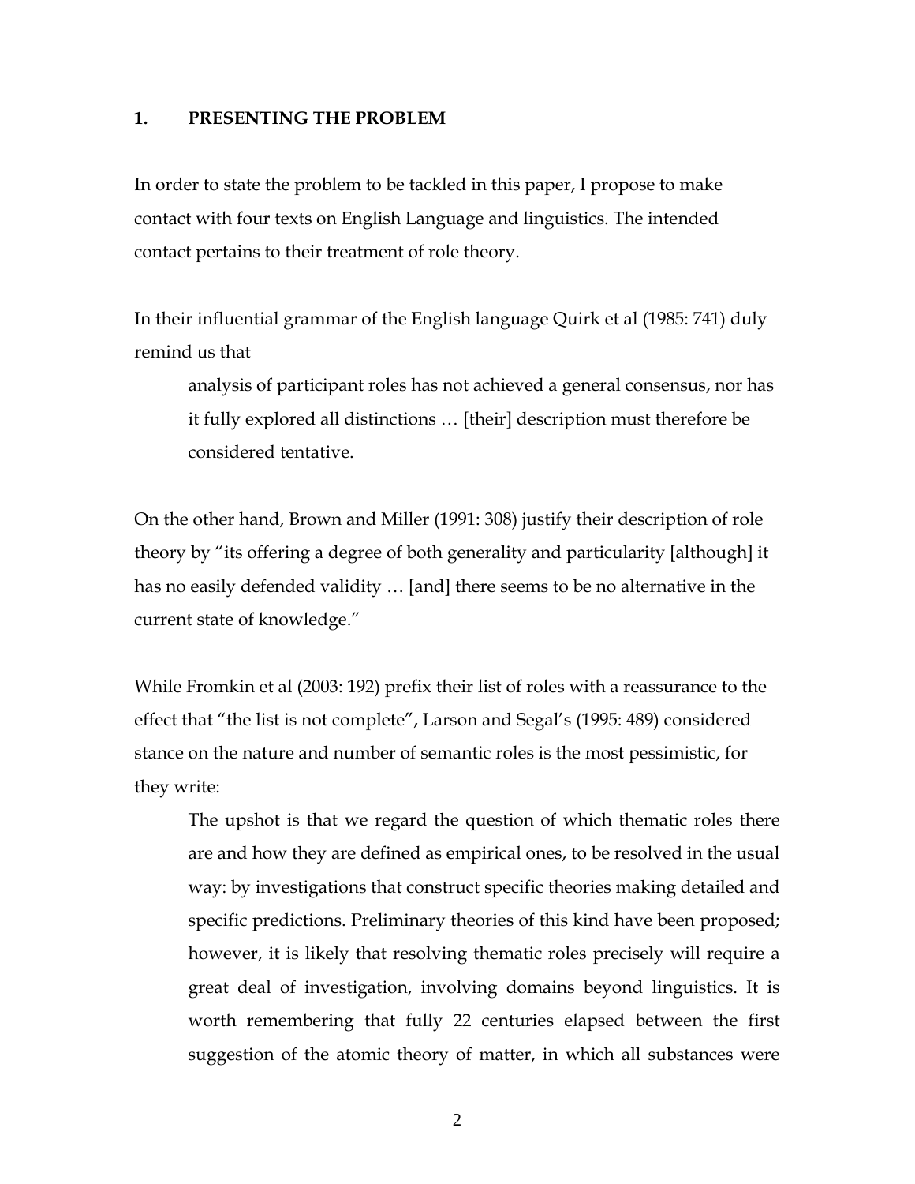## 1. PRESENTING THE PROBLEM

In order to state the problem to be tackled in this paper, I propose to make contact with four texts on English Language and linguistics. The intended contact pertains to their treatment of role theory.

In their influential grammar of the English language Quirk et al (1985: 741) duly remind us that

> analysis of participant roles has not achieved a general consensus, nor has it fully explored all distinctions … [their] description must therefore be considered tentative.

On the other hand, Brown and Miller (1991: 308) justify their description of role theory by "its offering a degree of both generality and particularity [although] it has no easily defended validity … [and] there seems to be no alternative in the current state of knowledge."

While Fromkin et al (2003: 192) prefix their list of roles with a reassurance to the effect that "the list is not complete", Larson and Segal's (1995: 489) considered stance on the nature and number of semantic roles is the most pessimistic, for they write:

> The upshot is that we regard the question of which thematic roles there are and how they are defined as empirical ones, to be resolved in the usual way: by investigations that construct specific theories making detailed and specific predictions. Preliminary theories of this kind have been proposed; however, it is likely that resolving thematic roles precisely will require a great deal of investigation, involving domains beyond linguistics. It is worth remembering that fully 22 centuries elapsed between the first suggestion of the atomic theory of matter, in which all substances were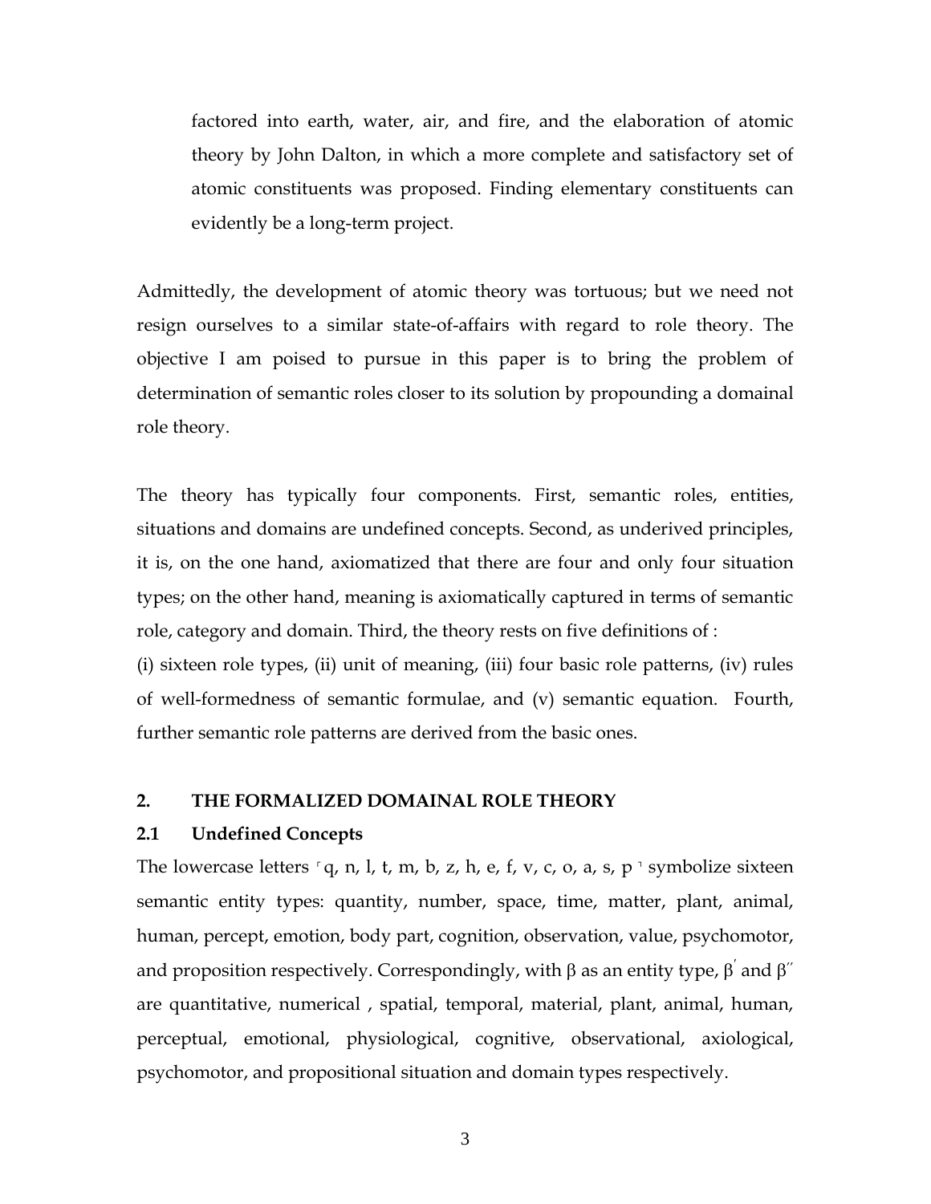factored into earth, water, air, and fire, and the elaboration of atomic theory by John Dalton, in which a more complete and satisfactory set of atomic constituents was proposed. Finding elementary constituents can evidently be a long-term project.

Admittedly, the development of atomic theory was tortuous; but we need not resign ourselves to a similar state-of-affairs with regard to role theory. The objective I am poised to pursue in this paper is to bring the problem of determination of semantic roles closer to its solution by propounding a domainal role theory.

The theory has typically four components. First, semantic roles, entities, situations and domains are undefined concepts. Second, as underived principles, it is, on the one hand, axiomatized that there are four and only four situation types; on the other hand, meaning is axiomatically captured in terms of semantic role, category and domain. Third, the theory rests on five definitions of :
(i) sixteen role types, (ii) unit of meaning, (iii) four basic role patterns, (iv) rules of well-formedness of semantic formulae, and (v) semantic equation. Fourth, further semantic role patterns are derived from the basic ones.

## 2. THE FORMALIZED DOMAINAL ROLE THEORY

### 2.1 Undefined Concepts

The lowercase letters ⌜q, n, l, t, m, b, z, h, e, f, v, c, o, a, s, p⌝ symbolize sixteen semantic entity types: quantity, number, space, time, matter, plant, animal, human, percept, emotion, body part, cognition, observation, value, psychomotor, and proposition respectively. Correspondingly, with $\beta$ as an entity type, $\beta'$ and $\beta''$ are quantitative, numerical , spatial, temporal, material, plant, animal, human, perceptual, emotional, physiological, cognitive, observational, axiological, psychomotor, and propositional situation and domain types respectively.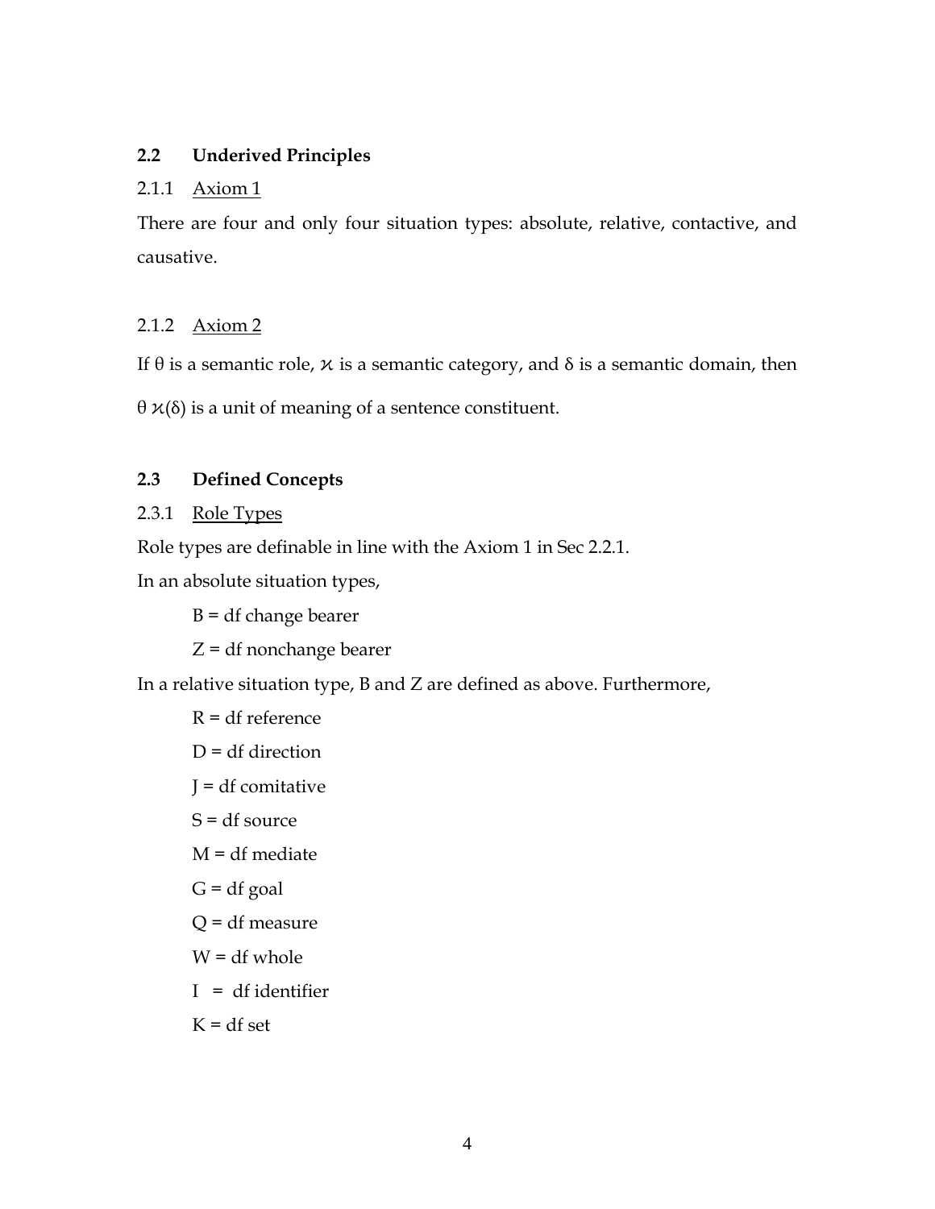## 2.2 Underived Principles

### 2.1.1 Axiom 1

There are four and only four situation types: absolute, relative, contactive, and causative.

### 2.1.2 Axiom 2

If $\theta$ is a semantic role, $\varkappa$ is a semantic category, and $\delta$ is a semantic domain, then $\theta\,\varkappa(\delta)$ is a unit of meaning of a sentence constituent.

## 2.3 Defined Concepts

### 2.3.1 Role Types

Role types are definable in line with the Axiom 1 in Sec 2.2.1.

In an absolute situation types,

B = df change bearer

Z = df nonchange bearer

In a relative situation type, B and Z are defined as above. Furthermore,

R = df reference

D = df direction

J = df comitative

S = df source

M = df mediate

G = df goal

Q = df measure

W = df whole

I = df identifier

K = df set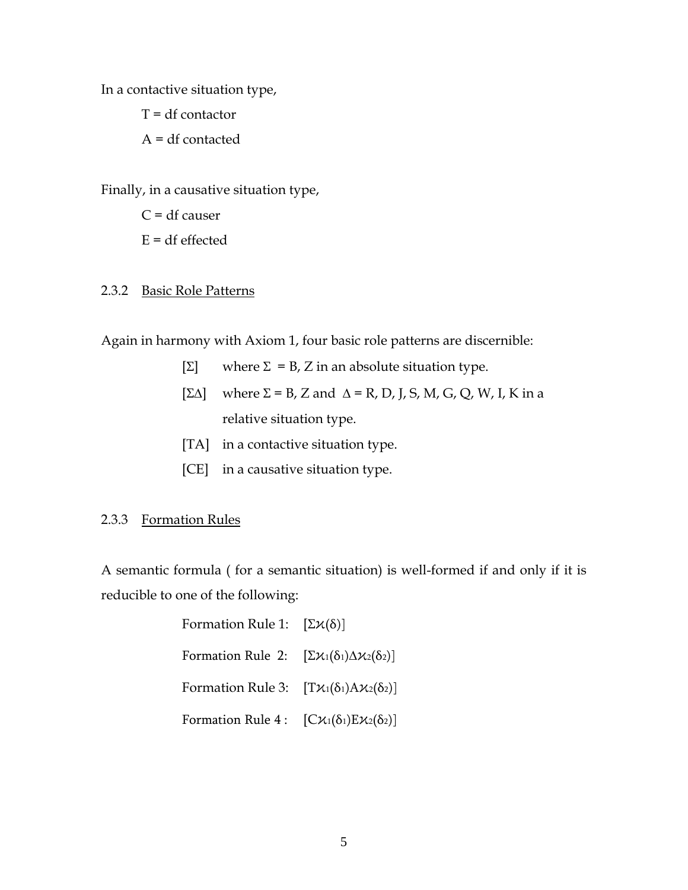In a contactive situation type,

T = df contactor

A = df contacted

Finally, in a causative situation type,

C = df causer

E = df effected

### 2.3.2 Basic Role Patterns

Again in harmony with Axiom 1, four basic role patterns are discernible:

- [$\Sigma$] where $\Sigma$ = B, Z in an absolute situation type.
- [$\Sigma\Delta$] where $\Sigma$ = B, Z and $\Delta$ = R, D, J, S, M, G, Q, W, I, K in a relative situation type.
- [TA] in a contactive situation type.
- [CE] in a causative situation type.

### 2.3.3 Formation Rules

A semantic formula ( for a semantic situation) is well-formed if and only if it is reducible to one of the following:

Formation Rule 1: $[\Sigma\varkappa(\delta)]$

Formation Rule 2: $[\Sigma\varkappa_1(\delta_1)\Delta\varkappa_2(\delta_2)]$

Formation Rule 3: $[T\varkappa_1(\delta_1)A\varkappa_2(\delta_2)]$

Formation Rule 4 : $[C\varkappa_1(\delta_1)E\varkappa_2(\delta_2)]$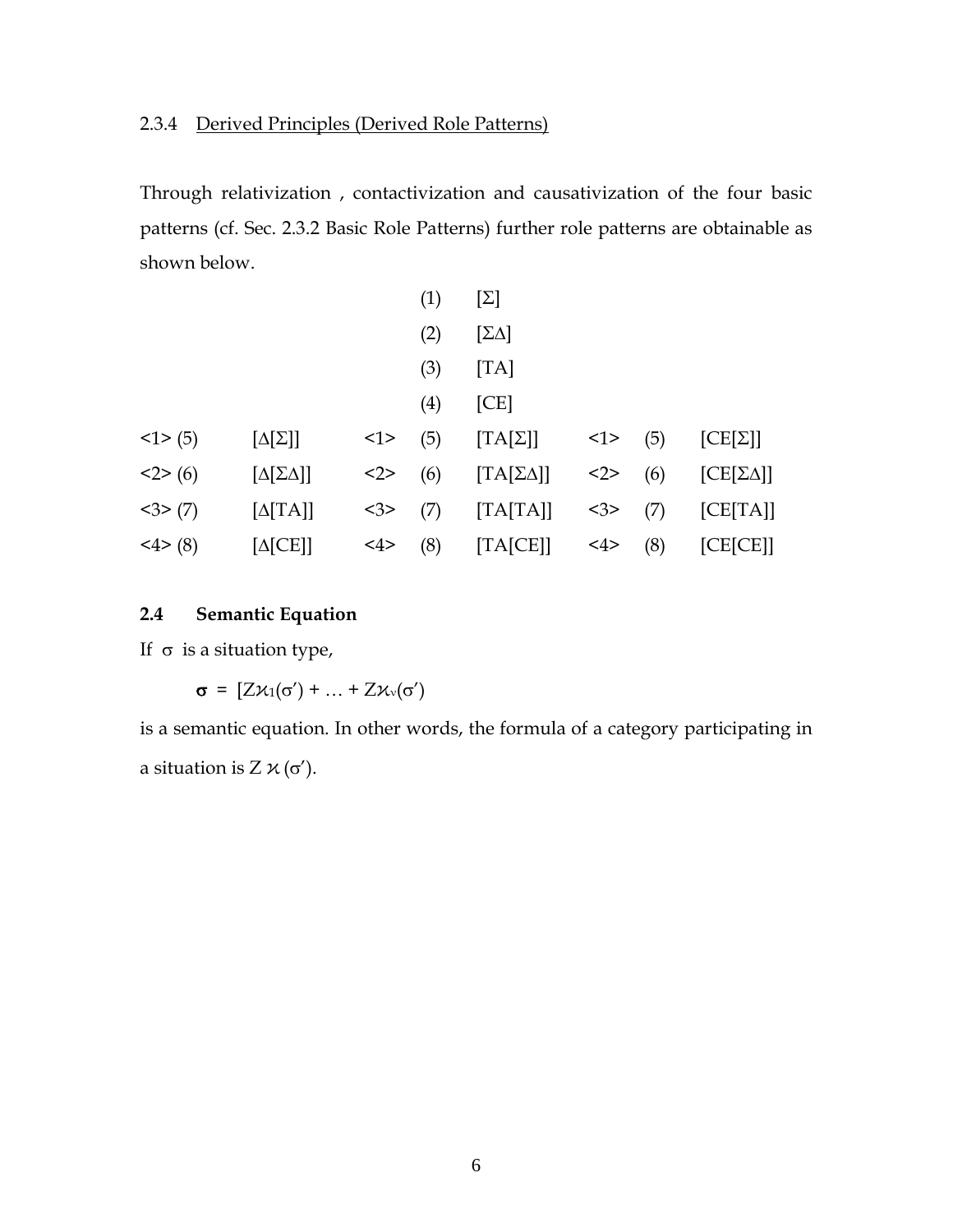### 2.3.4 Derived Principles (Derived Role Patterns)

Through relativization , contactivization and causativization of the four basic patterns (cf. Sec. 2.3.2 Basic Role Patterns) further role patterns are obtainable as shown below.

| | | | | | | | |
|---|---|---|---|---|---|---|---|
| | | | (1) | [Σ] | | | |
| | | | (2) | [ΣΔ] | | | |
| | | | (3) | [TA] | | | |
| | | | (4) | [CE] | | | |
| <1> (5) | [Δ[Σ]] | <1> | (5) | [TA[Σ]] | <1> | (5) | [CE[Σ]] |
| <2> (6) | [Δ[ΣΔ]] | <2> | (6) | [TA[ΣΔ]] | <2> | (6) | [CE[ΣΔ]] |
| <3> (7) | [Δ[TA]] | <3> | (7) | [TA[TA]] | <3> | (7) | [CE[TA]] |
| <4> (8) | [Δ[CE]] | <4> | (8) | [TA[CE]] | <4> | (8) | [CE[CE]] |

## 2.4 Semantic Equation

If $\sigma$ is a situation type,

$$\boldsymbol{\sigma} = [Z\varkappa_1(\sigma') + \ldots + Z\varkappa_v(\sigma')$$

is a semantic equation. In other words, the formula of a category participating in a situation is $Z\,\varkappa\,(\sigma')$.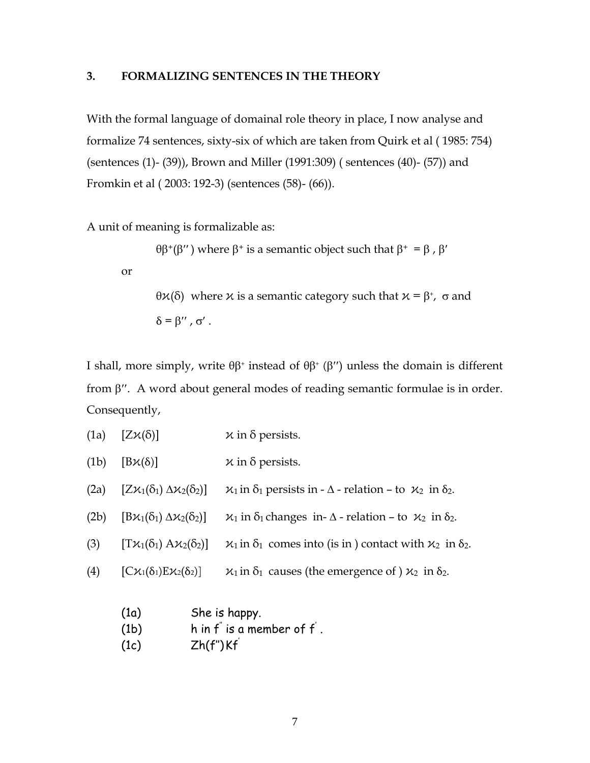## 3. FORMALIZING SENTENCES IN THE THEORY

With the formal language of domainal role theory in place, I now analyse and formalize 74 sentences, sixty-six of which are taken from Quirk et al ( 1985: 754) (sentences (1)- (39)), Brown and Miller (1991:309) ( sentences (40)- (57)) and Fromkin et al ( 2003: 192-3) (sentences (58)- (66)).

A unit of meaning is formalizable as:

$\theta\beta^{+}(\beta'')$ where $\beta^{+}$ is a semantic object such that $\beta^{+} = \beta, \beta'$

or

$\theta\varkappa(\delta)$ where $\varkappa$ is a semantic category such that $\varkappa = \beta^{+}, \sigma$ and $\delta = \beta'', \sigma'$.

I shall, more simply, write $\theta\beta^{+}$ instead of $\theta\beta^{+}(\beta'')$ unless the domain is different from $\beta''$. A word about general modes of reading semantic formulae is in order. Consequently,

| | | |
|---|---|---|
| (1a) | $[Z\varkappa(\delta)]$ | $\varkappa$ in $\delta$ persists. |
| (1b) | $[B\varkappa(\delta)]$ | $\varkappa$ in $\delta$ persists. |
| (2a) | $[Z\varkappa_1(\delta_1)\ \Delta\varkappa_2(\delta_2)]$ | $\varkappa_1$ in $\delta_1$ persists in - $\Delta$ - relation – to $\varkappa_2$ in $\delta_2$. |
| (2b) | $[B\varkappa_1(\delta_1)\ \Delta\varkappa_2(\delta_2)]$ | $\varkappa_1$ in $\delta_1$ changes in- $\Delta$ - relation – to $\varkappa_2$ in $\delta_2$. |
| (3) | $[T\varkappa_1(\delta_1)\ A\varkappa_2(\delta_2)]$ | $\varkappa_1$ in $\delta_1$ comes into (is in ) contact with $\varkappa_2$ in $\delta_2$. |
| (4) | $[C\varkappa_1(\delta_1)E\varkappa_2(\delta_2)]$ | $\varkappa_1$ in $\delta_1$ causes (the emergence of ) $\varkappa_2$ in $\delta_2$. |

(1a) She is happy.
(1b) h in $f''$ is a member of $f'$.
(1c) $Zh(f'')Kf'$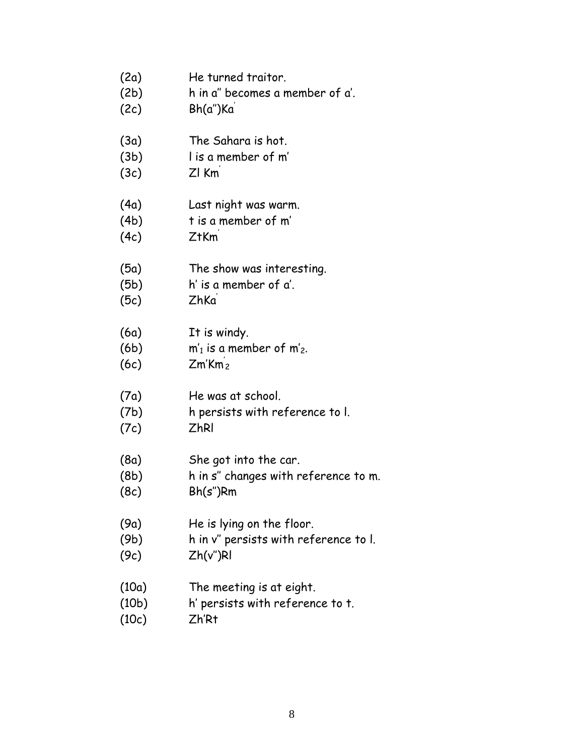(2a) He turned traitor.
(2b) h in a′′ becomes a member of a′.
(2c) $Bh(a'')Ka'$

(3a) The Sahara is hot.
(3b) l is a member of m′
(3c) $Zl\ Km'$

(4a) Last night was warm.
(4b) t is a member of m′
(4c) $ZtKm'$

(5a) The show was interesting.
(5b) h′ is a member of a′.
(5c) $ZhKa'$

(6a) It is windy.
(6b) $m'_1$ is a member of $m'_2$.
(6c) $Zm'Km'_2$

(7a) He was at school.
(7b) h persists with reference to l.
(7c) ZhRl

(8a) She got into the car.
(8b) h in s′′ changes with reference to m.
(8c) $Bh(s'')Rm$

(9a) He is lying on the floor.
(9b) h in v′′ persists with reference to l.
(9c) $Zh(v'')Rl$

(10a) The meeting is at eight.
(10b) h′ persists with reference to t.
(10c) $Zh'Rt$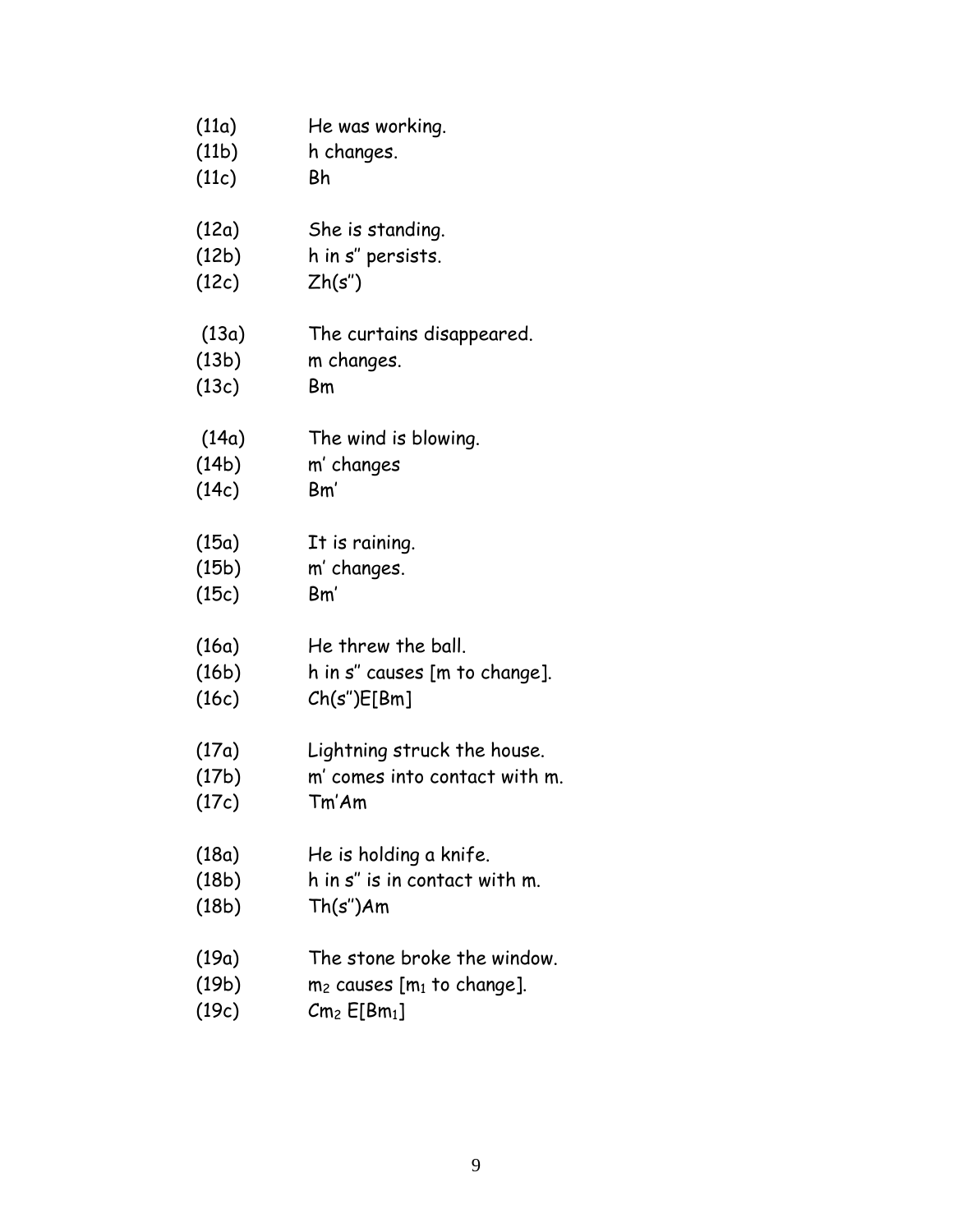(11a) He was working.
(11b) h changes.
(11c) Bh

(12a) She is standing.
(12b) h in s'' persists.
(12c) Zh(s'')

(13a) The curtains disappeared.
(13b) m changes.
(13c) Bm

(14a) The wind is blowing.
(14b) m' changes
(14c) Bm'

(15a) It is raining.
(15b) m' changes.
(15c) Bm'

(16a) He threw the ball.
(16b) h in s'' causes [m to change].
(16c) Ch(s'')E[Bm]

(17a) Lightning struck the house.
(17b) m' comes into contact with m.
(17c) Tm'Am

(18a) He is holding a knife.
(18b) h in s'' is in contact with m.
(18b) Th(s'')Am

(19a) The stone broke the window.
(19b) $m_2$ causes [$m_1$ to change].
(19c) $Cm_2$ $E[Bm_1]$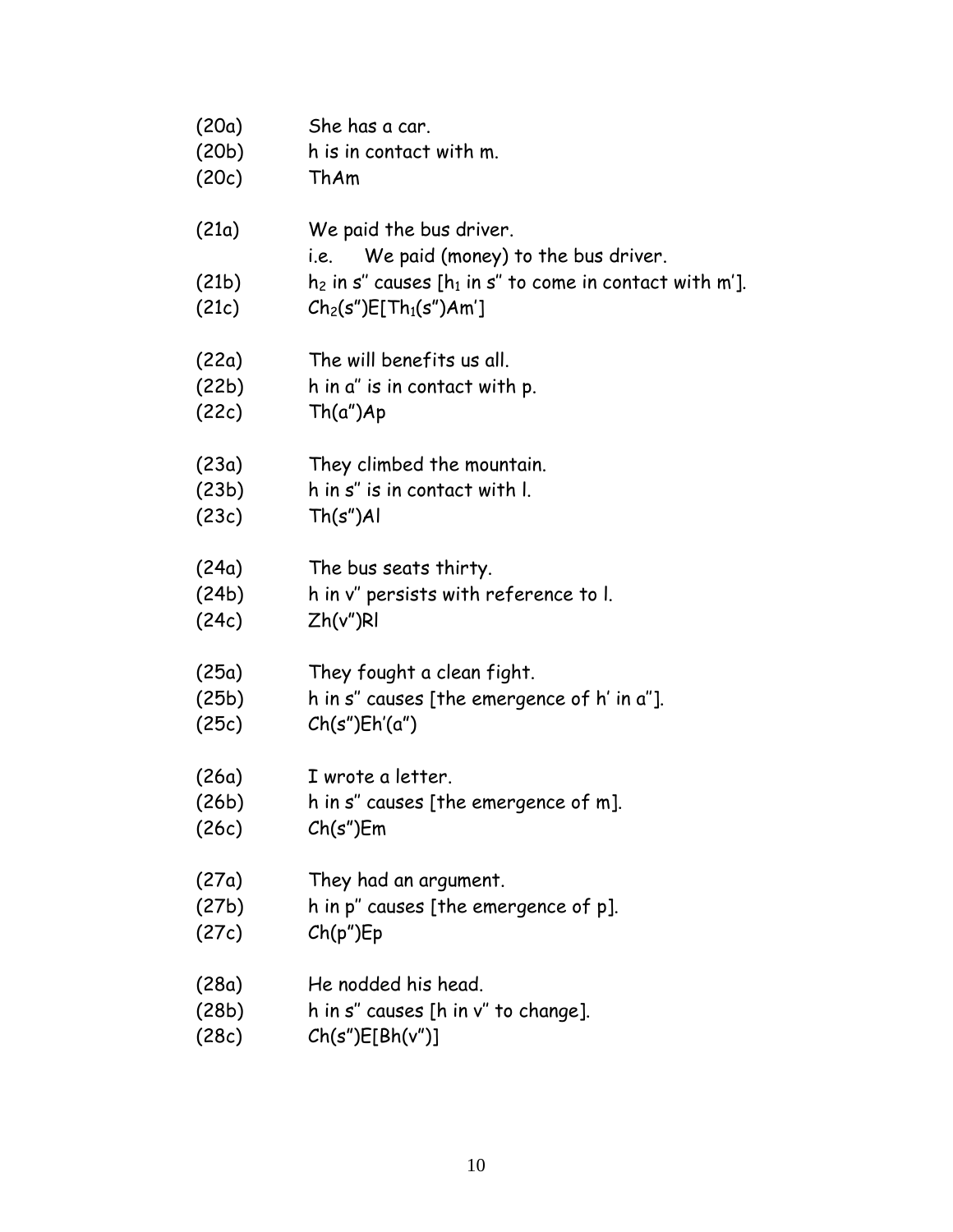(20a) She has a car.
(20b) h is in contact with m.
(20c) ThAm

(21a) We paid the bus driver.
i.e. We paid (money) to the bus driver.
(21b) $h_2$ in s'' causes [$h_1$ in s'' to come in contact with m'].
(21c) $Ch_2$(s'')E[$Th_1$(s'')Am']

(22a) The will benefits us all.
(22b) h in a'' is in contact with p.
(22c) Th(a'')Ap

(23a) They climbed the mountain.
(23b) h in s'' is in contact with l.
(23c) Th(s'')Al

(24a) The bus seats thirty.
(24b) h in v'' persists with reference to l.
(24c) Zh(v'')Rl

(25a) They fought a clean fight.
(25b) h in s'' causes [the emergence of h' in a''].
(25c) Ch(s'')Eh'(a'')

(26a) I wrote a letter.
(26b) h in s'' causes [the emergence of m].
(26c) Ch(s'')Em

(27a) They had an argument.
(27b) h in p'' causes [the emergence of p].
(27c) Ch(p'')Ep

(28a) He nodded his head.
(28b) h in s'' causes [h in v'' to change].
(28c) Ch(s'')E[Bh(v'')]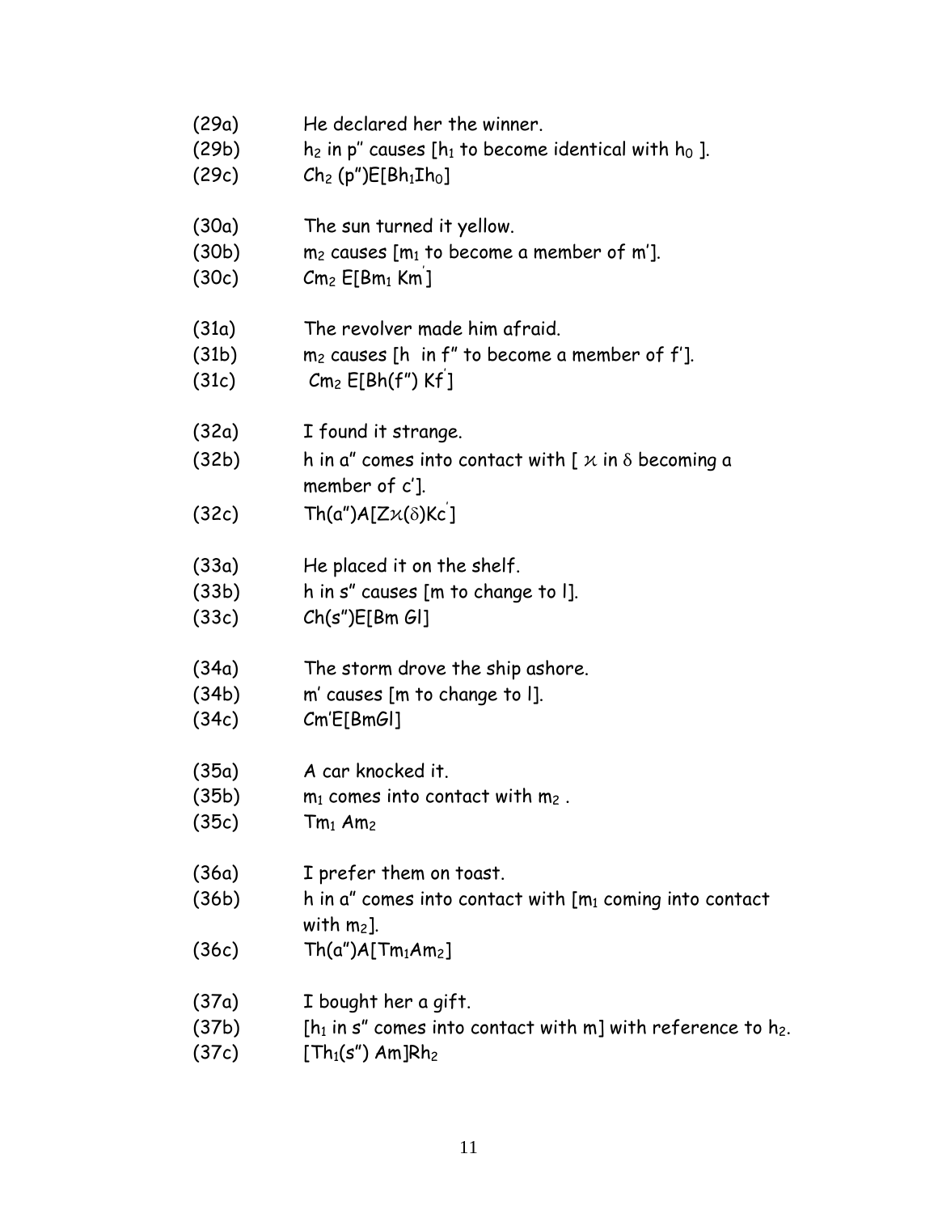(29a) He declared her the winner.

(29b) $h_2$ in p″ causes [$h_1$ to become identical with $h_0$ ].

(29c) $Ch_2$ (p″)E[$Bh_1Ih_0$]

(30a) The sun turned it yellow.

(30b) $m_2$ causes [$m_1$ to become a member of m′].

(30c) $Cm_2$ E[$Bm_1$ Km′]

(31a) The revolver made him afraid.

(31b) $m_2$ causes [h in f″ to become a member of f′].

(31c) $Cm_2$ E[Bh(f″) Kf′]

(32a) I found it strange.

(32b) h in a″ comes into contact with [ $\varkappa$ in $\delta$ becoming a member of c′].

(32c) Th(a″)A[Z$\varkappa$($\delta$)Kc′]

(33a) He placed it on the shelf.

(33b) h in s″ causes [m to change to l].

(33c) Ch(s″)E[Bm Gl]

(34a) The storm drove the ship ashore.

(34b) m′ causes [m to change to l].

(34c) Cm′E[BmGl]

(35a) A car knocked it.

(35b) $m_1$ comes into contact with $m_2$ .

(35c) $Tm_1$ $Am_2$

(36a) I prefer them on toast.

(36b) h in a″ comes into contact with [$m_1$ coming into contact with $m_2$].

(36c) Th(a″)A[$Tm_1Am_2$]

(37a) I bought her a gift.

(37b) [$h_1$ in s″ comes into contact with m] with reference to $h_2$.

(37c) [$Th_1$(s″) Am]$Rh_2$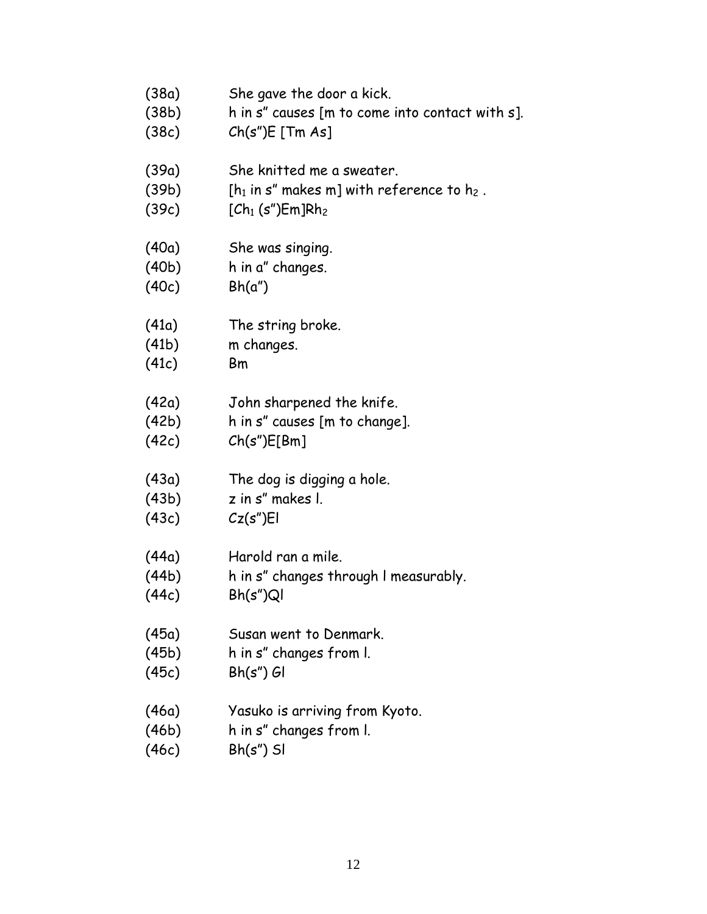(38a) She gave the door a kick.
(38b) h in s" causes [m to come into contact with s].
(38c) Ch(s")E [Tm As]

(39a) She knitted me a sweater.
(39b) [$h_1$ in s" makes m] with reference to $h_2$ .
(39c) [$Ch_1$ (s")Em]$Rh_2$

(40a) She was singing.
(40b) h in a" changes.
(40c) Bh(a")

(41a) The string broke.
(41b) m changes.
(41c) Bm

(42a) John sharpened the knife.
(42b) h in s" causes [m to change].
(42c) Ch(s")E[Bm]

(43a) The dog is digging a hole.
(43b) z in s" makes l.
(43c) Cz(s")El

(44a) Harold ran a mile.
(44b) h in s" changes through l measurably.
(44c) Bh(s")Ql

(45a) Susan went to Denmark.
(45b) h in s" changes from l.
(45c) Bh(s") Gl

(46a) Yasuko is arriving from Kyoto.
(46b) h in s" changes from l.
(46c) Bh(s") Sl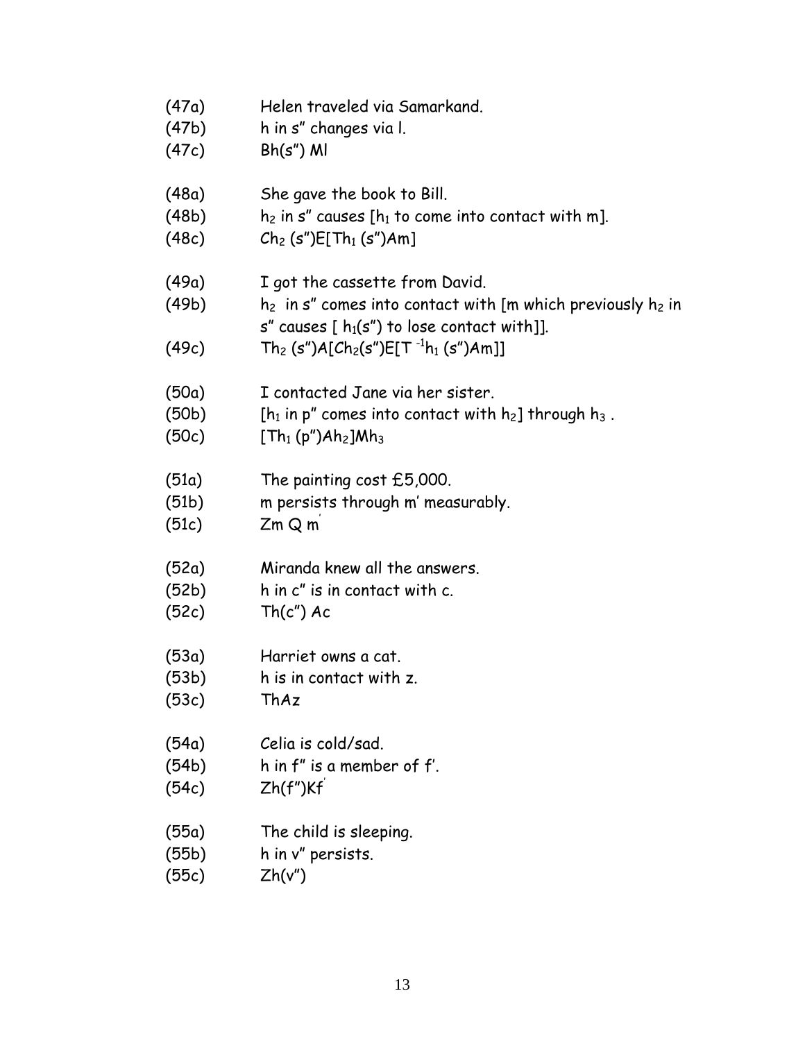(47a) Helen traveled via Samarkand.
(47b) h in s" changes via l.
(47c) Bh(s") Ml

(48a) She gave the book to Bill.
(48b) $h_2$ in s" causes [$h_1$ to come into contact with m].
(48c) $Ch_2$ (s")E[$Th_1$ (s")Am]

(49a) I got the cassette from David.
(49b) $h_2$ in s" comes into contact with [m which previously $h_2$ in s" causes [ $h_1$(s") to lose contact with]].
(49c) $Th_2$ (s")A[$Ch_2$(s")E[$T^{-1}h_1$ (s")Am]]

(50a) I contacted Jane via her sister.
(50b) [$h_1$ in p" comes into contact with $h_2$] through $h_3$ .
(50c) [$Th_1$ (p")$Ah_2$]$Mh_3$

(51a) The painting cost £5,000.
(51b) m persists through m' measurably.
(51c) Zm Q m'

(52a) Miranda knew all the answers.
(52b) h in c" is in contact with c.
(52c) Th(c") Ac

(53a) Harriet owns a cat.
(53b) h is in contact with z.
(53c) ThAz

(54a) Celia is cold/sad.
(54b) h in f" is a member of f'.
(54c) Zh(f")Kf'

(55a) The child is sleeping.
(55b) h in v" persists.
(55c) Zh(v")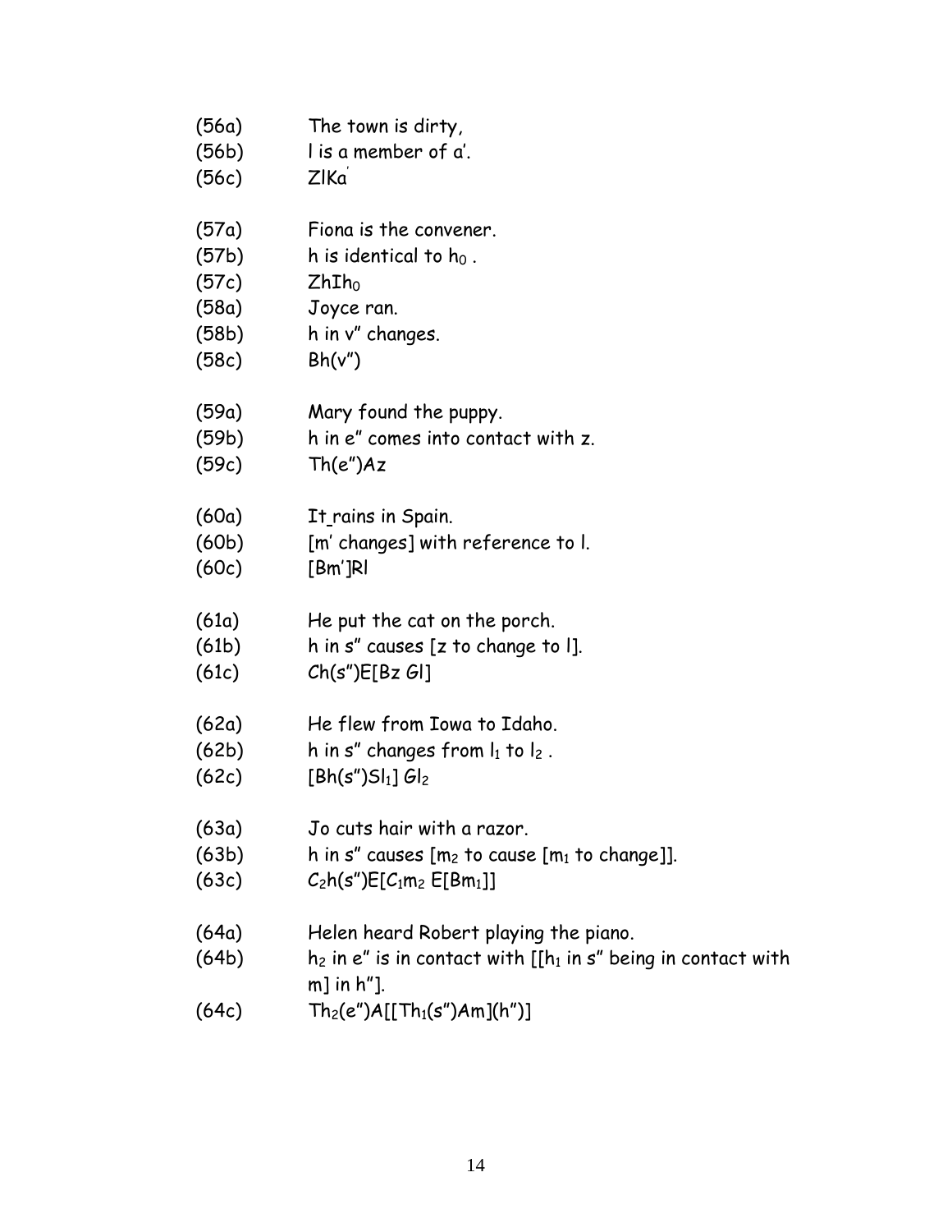(56a) The town is dirty,

(56b) l is a member of a′.

(56c) ZlKa′

(57a) Fiona is the convener.

(57b) h is identical to $h_0$ .

(57c) $ZhIh_0$

(58a) Joyce ran.

(58b) h in v″ changes.

(58c) Bh(v″)

(59a) Mary found the puppy.

(59b) h in e″ comes into contact with z.

(59c) Th(e″)Az

(60a) It rains in Spain.

(60b) [m′ changes] with reference to l.

(60c) [Bm′]Rl

(61a) He put the cat on the porch.

(61b) h in s″ causes [z to change to l].

(61c) Ch(s″)E[Bz Gl]

(62a) He flew from Iowa to Idaho.

(62b) h in s″ changes from $l_1$ to $l_2$ .

(62c) $[Bh(s'')Sl_1]\ Gl_2$

(63a) Jo cuts hair with a razor.

(63b) h in s″ causes [$m_2$ to cause [$m_1$ to change]].

(63c) $C_2h(s'')E[C_1m_2\ E[Bm_1]]$

(64a) Helen heard Robert playing the piano.

(64b) $h_2$ in e″ is in contact with [[$h_1$ in s″ being in contact with m] in h″].

(64c) $Th_2(e'')A[[Th_1(s'')Am](h'')]$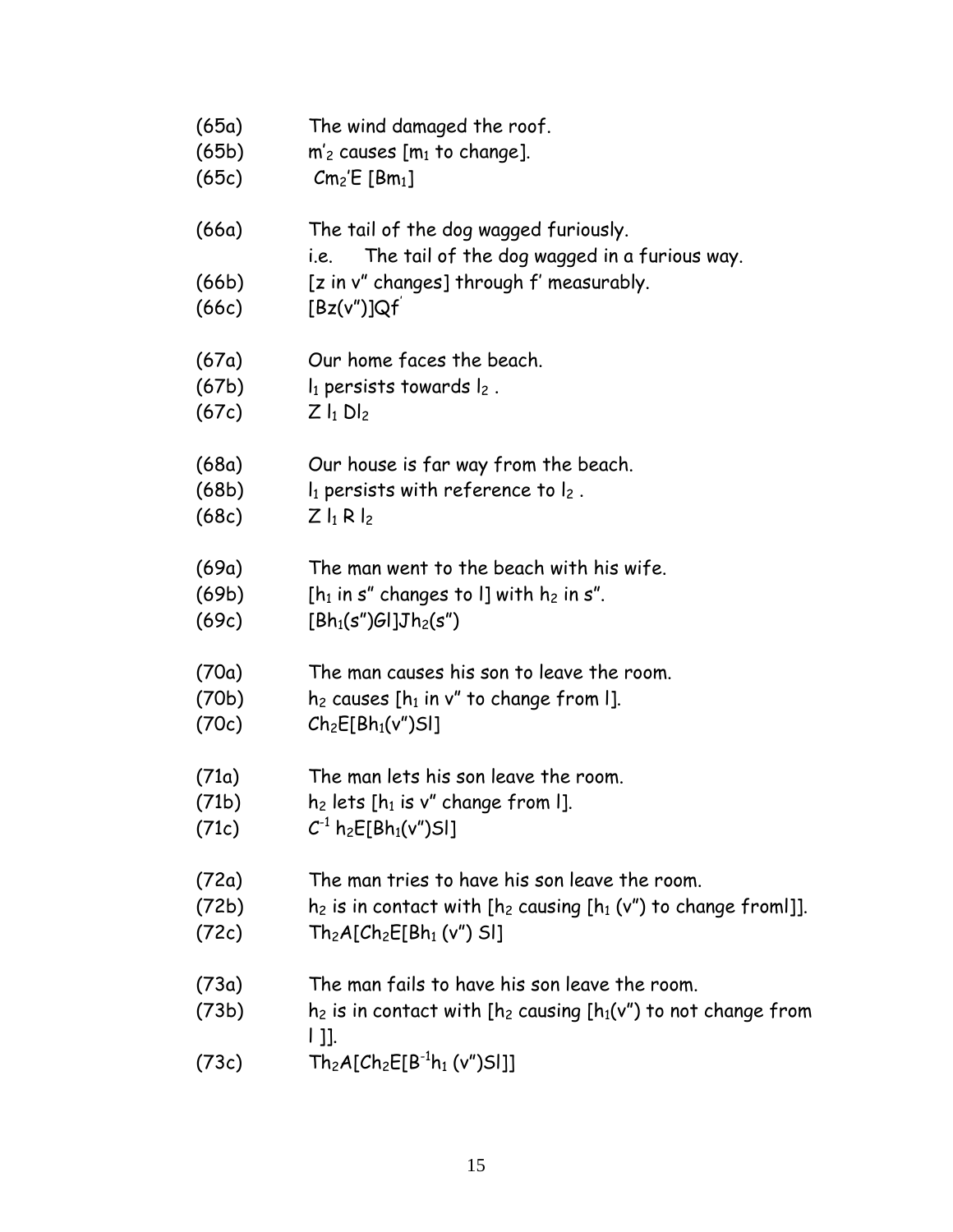(65a) The wind damaged the roof.

(65b) $m'_2$ causes [$m_1$ to change].

(65c) $Cm_2'E$ [$Bm_1$]

(66a) The tail of the dog wagged furiously.

i.e. The tail of the dog wagged in a furious way.

(66b) [z in v″ changes] through f′ measurably.

(66c) [Bz(v″)]Qf′

(67a) Our home faces the beach.

(67b) $l_1$ persists towards $l_2$ .

(67c) Z $l_1$ D$l_2$

(68a) Our house is far way from the beach.

(68b) $l_1$ persists with reference to $l_2$ .

(68c) Z $l_1$ R $l_2$

(69a) The man went to the beach with his wife.

(69b) [$h_1$ in s″ changes to l] with $h_2$ in s″.

(69c) [B$h_1$(s″)Gl]J$h_2$(s″)

(70a) The man causes his son to leave the room.

(70b) $h_2$ causes [$h_1$ in v″ to change from l].

(70c) C$h_2$E[B$h_1$(v″)Sl]

(71a) The man lets his son leave the room.

(71b) $h_2$ lets [$h_1$ is v″ change from l].

(71c) $C^{-1}$ $h_2$E[B$h_1$(v″)Sl]

(72a) The man tries to have his son leave the room.

(72b) $h_2$ is in contact with [$h_2$ causing [$h_1$ (v″) to change froml]].

(72c) T$h_2$A[C$h_2$E[B$h_1$ (v″) Sl]

(73a) The man fails to have his son leave the room.

(73b) $h_2$ is in contact with [$h_2$ causing [$h_1$(v″) to not change from l ]].

(73c) T$h_2$A[C$h_2$E[$B^{-1}h_1$ (v″)Sl]]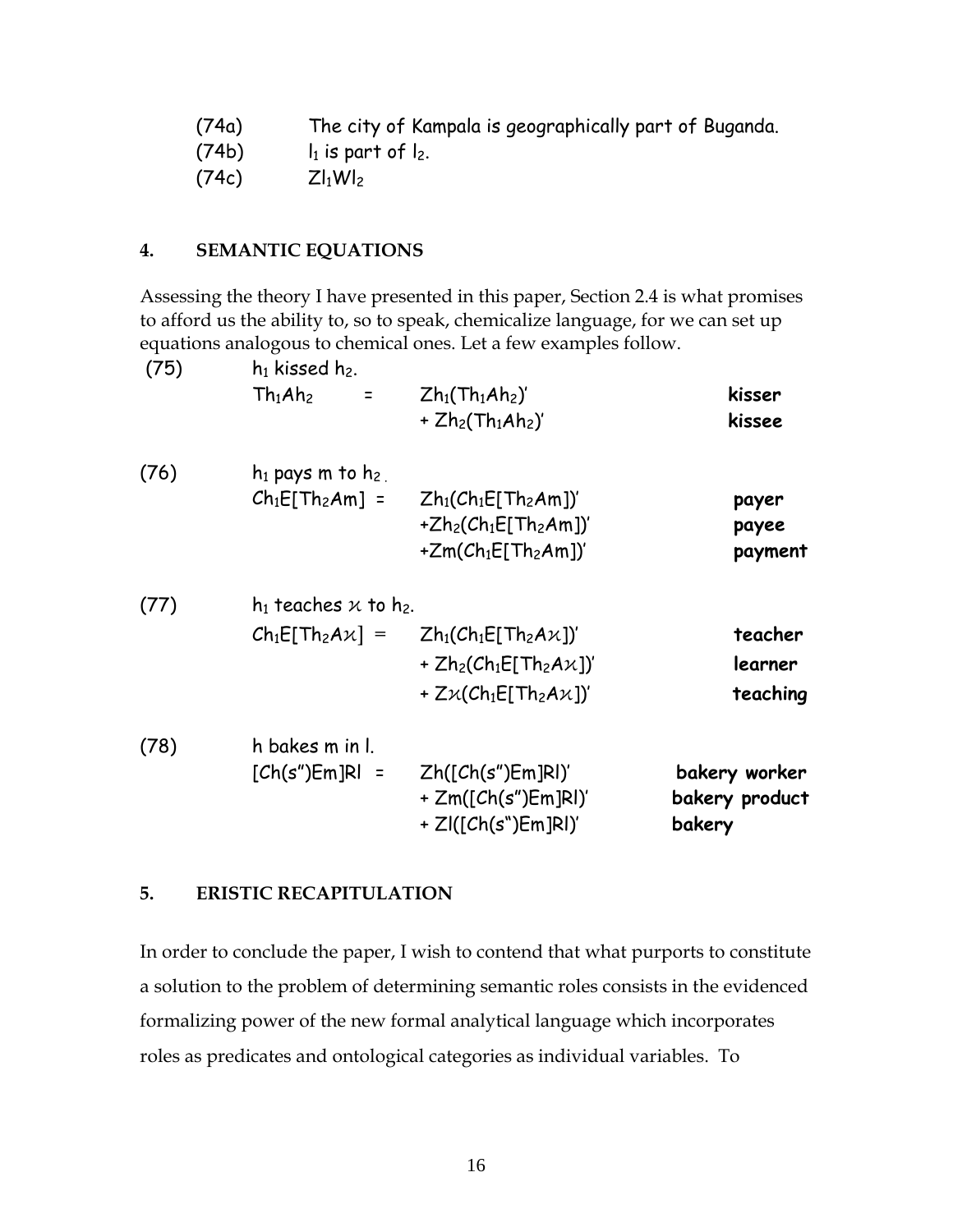(74a) The city of Kampala is geographically part of Buganda.

(74b) $l_1$ is part of $l_2$.

(74c) $Zl_1Wl_2$

## 4. SEMANTIC EQUATIONS

Assessing the theory I have presented in this paper, Section 2.4 is what promises to afford us the ability to, so to speak, chemicalize language, for we can set up equations analogous to chemical ones. Let a few examples follow.

(75) $h_1$ kissed $h_2$.

| | | |
|---|---|---|
| $Th_1Ah_2$ = | $Zh_1(Th_1Ah_2)'$ | **kisser** |
| | + $Zh_2(Th_1Ah_2)'$ | **kissee** |

(76) $h_1$ pays m to $h_2$.

| | | |
|---|---|---|
| $Ch_1E[Th_2Am]$ = | $Zh_1(Ch_1E[Th_2Am])'$ | **payer** |
| | +$Zh_2(Ch_1E[Th_2Am])'$ | **payee** |
| | +$Zm(Ch_1E[Th_2Am])'$ | **payment** |

(77) $h_1$ teaches $\varkappa$ to $h_2$.

| | | |
|---|---|---|
| $Ch_1E[Th_2A\varkappa]$ = | $Zh_1(Ch_1E[Th_2A\varkappa])'$ | **teacher** |
| | + $Zh_2(Ch_1E[Th_2A\varkappa])'$ | **learner** |
| | + $Z\varkappa(Ch_1E[Th_2A\varkappa])'$ | **teaching** |

(78) h bakes m in l.

| | | |
|---|---|---|
| $[Ch(s'')Em]Rl$ = | $Zh([Ch(s'')Em]Rl)'$ | **bakery worker** |
| | + $Zm([Ch(s'')Em]Rl)'$ | **bakery product** |
| | + $Zl([Ch(s'')Em]Rl)'$ | **bakery** |

## 5. ERISTIC RECAPITULATION

In order to conclude the paper, I wish to contend that what purports to constitute a solution to the problem of determining semantic roles consists in the evidenced formalizing power of the new formal analytical language which incorporates roles as predicates and ontological categories as individual variables. To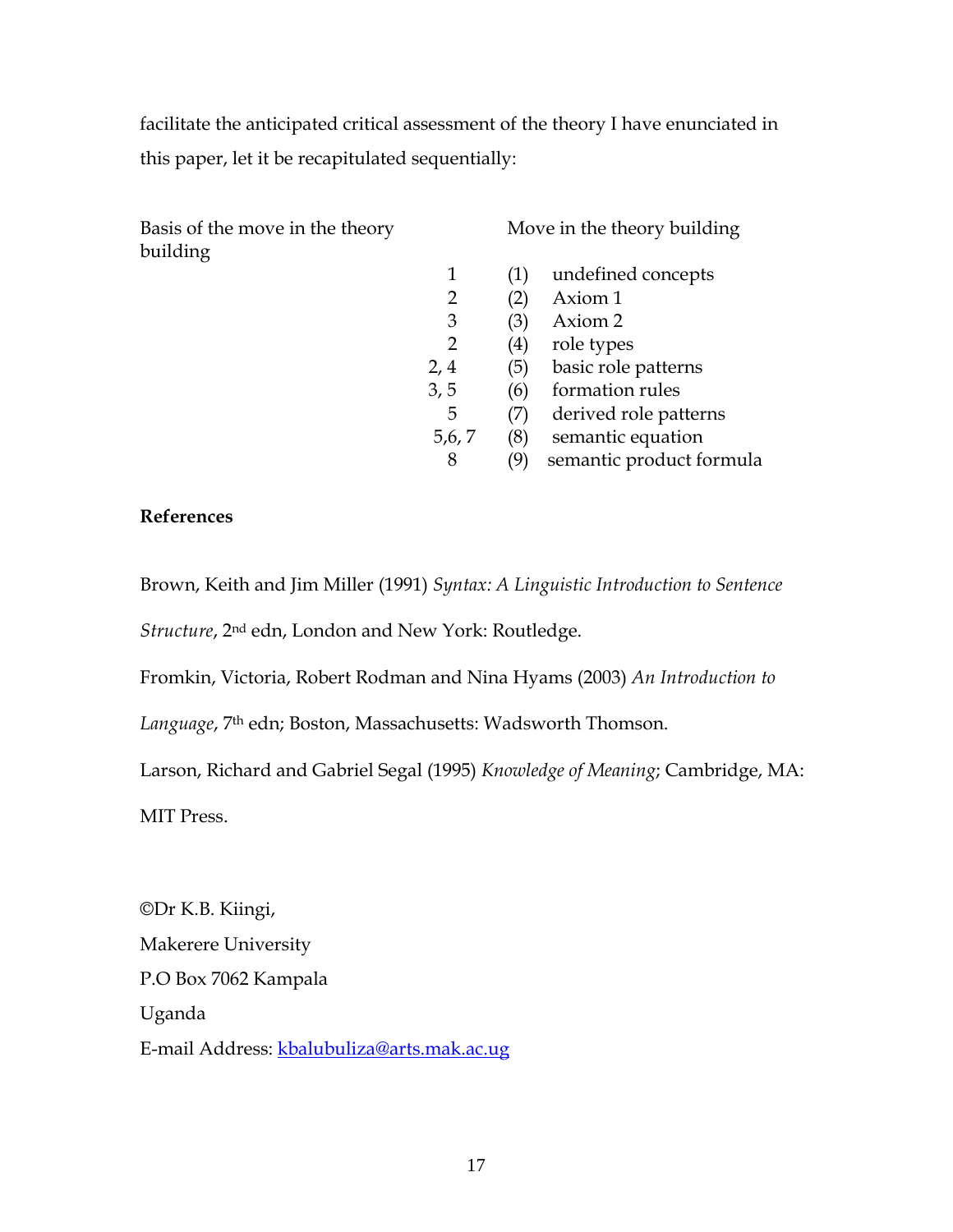facilitate the anticipated critical assessment of the theory I have enunciated in this paper, let it be recapitulated sequentially:

| Basis of the move in the theory building | | Move in the theory building |
|---|---|---|
| 1 | (1) | undefined concepts |
| 2 | (2) | Axiom 1 |
| 3 | (3) | Axiom 2 |
| 2 | (4) | role types |
| 2, 4 | (5) | basic role patterns |
| 3, 5 | (6) | formation rules |
| 5 | (7) | derived role patterns |
| 5,6, 7 | (8) | semantic equation |
| 8 | (9) | semantic product formula |

**References**

Brown, Keith and Jim Miller (1991) *Syntax: A Linguistic Introduction to Sentence Structure*, 2nd edn, London and New York: Routledge.

Fromkin, Victoria, Robert Rodman and Nina Hyams (2003) *An Introduction to Language*, 7th edn; Boston, Massachusetts: Wadsworth Thomson.

Larson, Richard and Gabriel Segal (1995) *Knowledge of Meaning*; Cambridge, MA: MIT Press.

©Dr K.B. Kiingi,

Makerere University

P.O Box 7062 Kampala

Uganda

E-mail Address: kbalubuliza@arts.mak.ac.ug